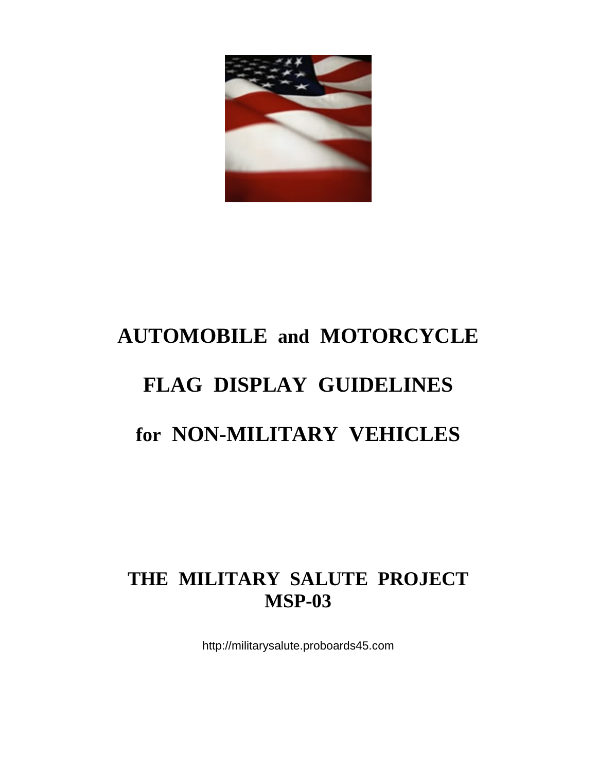# AUTOMOBILE and MOTORCYCLE

# FLAG DISPLAY GUIDELINES

# for NON-MILITARY VEHICLES

## THE MILITARY SALUTE PROJECT
## MSP-03

http://militarysalute.proboards45.com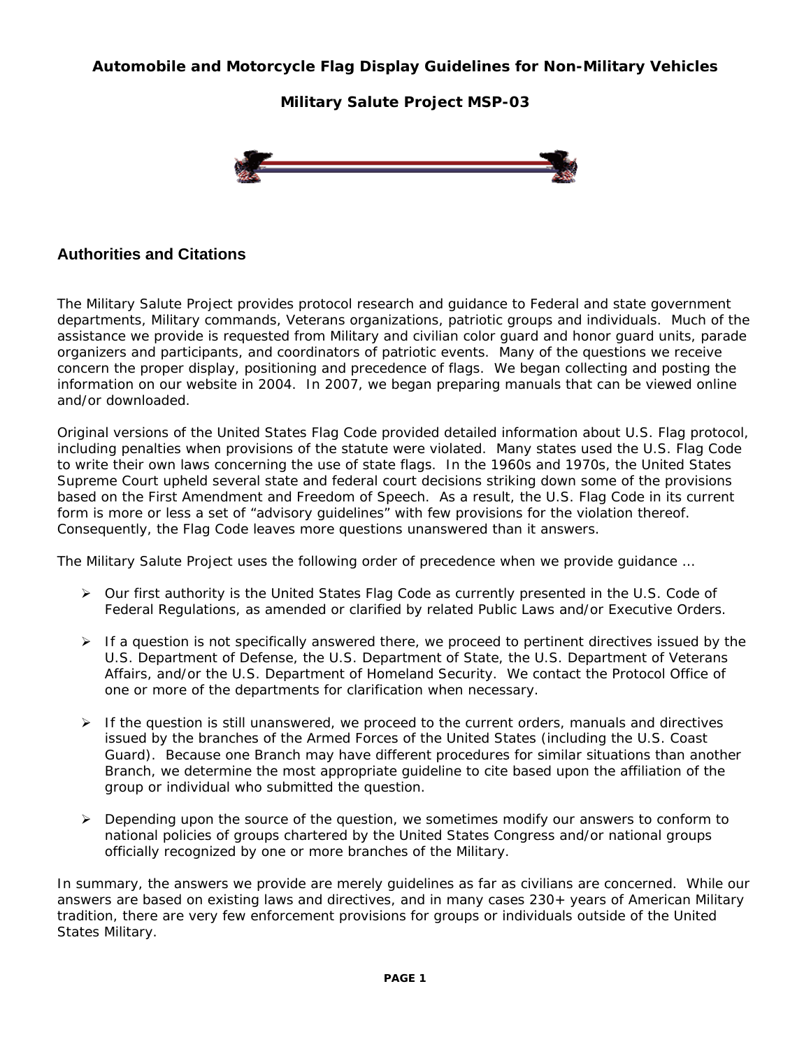**Automobile and Motorcycle Flag Display Guidelines for Non-Military Vehicles**

**Military Salute Project MSP-03**

## Authorities and Citations

The Military Salute Project provides protocol research and guidance to Federal and state government departments, Military commands, Veterans organizations, patriotic groups and individuals. Much of the assistance we provide is requested from Military and civilian color guard and honor guard units, parade organizers and participants, and coordinators of patriotic events. Many of the questions we receive concern the proper display, positioning and precedence of flags. We began collecting and posting the information on our website in 2004. In 2007, we began preparing manuals that can be viewed online and/or downloaded.

Original versions of the United States Flag Code provided detailed information about U.S. Flag protocol, including penalties when provisions of the statute were violated. Many states used the U.S. Flag Code to write their own laws concerning the use of state flags. In the 1960s and 1970s, the United States Supreme Court upheld several state and federal court decisions striking down some of the provisions based on the First Amendment and Freedom of Speech. As a result, the U.S. Flag Code in its current form is more or less a set of "advisory guidelines" with few provisions for the violation thereof. Consequently, the Flag Code leaves more questions unanswered than it answers.

The Military Salute Project uses the following order of precedence when we provide guidance ...

- Our first authority is the United States Flag Code as currently presented in the U.S. Code of Federal Regulations, as amended or clarified by related Public Laws and/or Executive Orders.

- If a question is not specifically answered there, we proceed to pertinent directives issued by the U.S. Department of Defense, the U.S. Department of State, the U.S. Department of Veterans Affairs, and/or the U.S. Department of Homeland Security. We contact the Protocol Office of one or more of the departments for clarification when necessary.

- If the question is still unanswered, we proceed to the current orders, manuals and directives issued by the branches of the Armed Forces of the United States (including the U.S. Coast Guard). Because one Branch may have different procedures for similar situations than another Branch, we determine the most appropriate guideline to cite based upon the affiliation of the group or individual who submitted the question.

- Depending upon the source of the question, we sometimes modify our answers to conform to national policies of groups chartered by the United States Congress and/or national groups officially recognized by one or more branches of the Military.

In summary, the answers we provide are merely guidelines as far as civilians are concerned. While our answers are based on existing laws and directives, and in many cases 230+ years of American Military tradition, there are very few enforcement provisions for groups or individuals outside of the United States Military.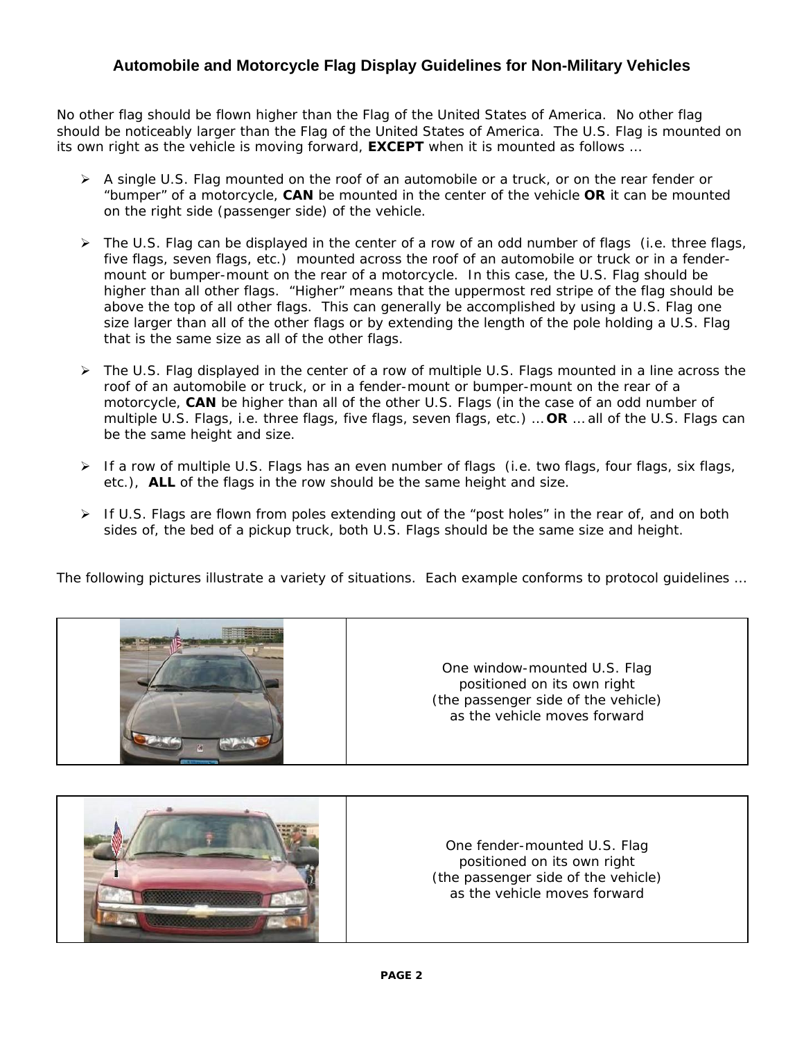## Automobile and Motorcycle Flag Display Guidelines for Non-Military Vehicles

No other flag should be flown higher than the Flag of the United States of America. No other flag should be noticeably larger than the Flag of the United States of America. The U.S. Flag is mounted on its own right as the vehicle is moving forward, **EXCEPT** when it is mounted as follows …

- A single U.S. Flag mounted on the roof of an automobile or a truck, or on the rear fender or "bumper" of a motorcycle, **CAN** be mounted in the center of the vehicle **OR** it can be mounted on the right side (passenger side) of the vehicle.

- The U.S. Flag can be displayed in the center of a row of an odd number of flags (i.e. three flags, five flags, seven flags, etc.) mounted across the roof of an automobile or truck or in a fender-mount or bumper-mount on the rear of a motorcycle. In this case, the U.S. Flag should be higher than all other flags. "Higher" means that the uppermost red stripe of the flag should be above the top of all other flags. This can generally be accomplished by using a U.S. Flag one size larger than all of the other flags or by extending the length of the pole holding a U.S. Flag that is the same size as all of the other flags.

- The U.S. Flag displayed in the center of a row of multiple U.S. Flags mounted in a line across the roof of an automobile or truck, or in a fender-mount or bumper-mount on the rear of a motorcycle, **CAN** be higher than all of the other U.S. Flags (in the case of an odd number of multiple U.S. Flags, i.e. three flags, five flags, seven flags, etc.) … **OR** … all of the U.S. Flags can be the same height and size.

- If a row of multiple U.S. Flags has an even number of flags (i.e. two flags, four flags, six flags, etc.), **ALL** of the flags in the row should be the same height and size.

- If U.S. Flags are flown from poles extending out of the "post holes" in the rear of, and on both sides of, the bed of a pickup truck, both U.S. Flags should be the same size and height.

The following pictures illustrate a variety of situations. Each example conforms to protocol guidelines …

| | |
|---|---|
| | One window-mounted U.S. Flag positioned on its own right (the passenger side of the vehicle) as the vehicle moves forward |

| | |
|---|---|
| | One fender-mounted U.S. Flag positioned on its own right (the passenger side of the vehicle) as the vehicle moves forward |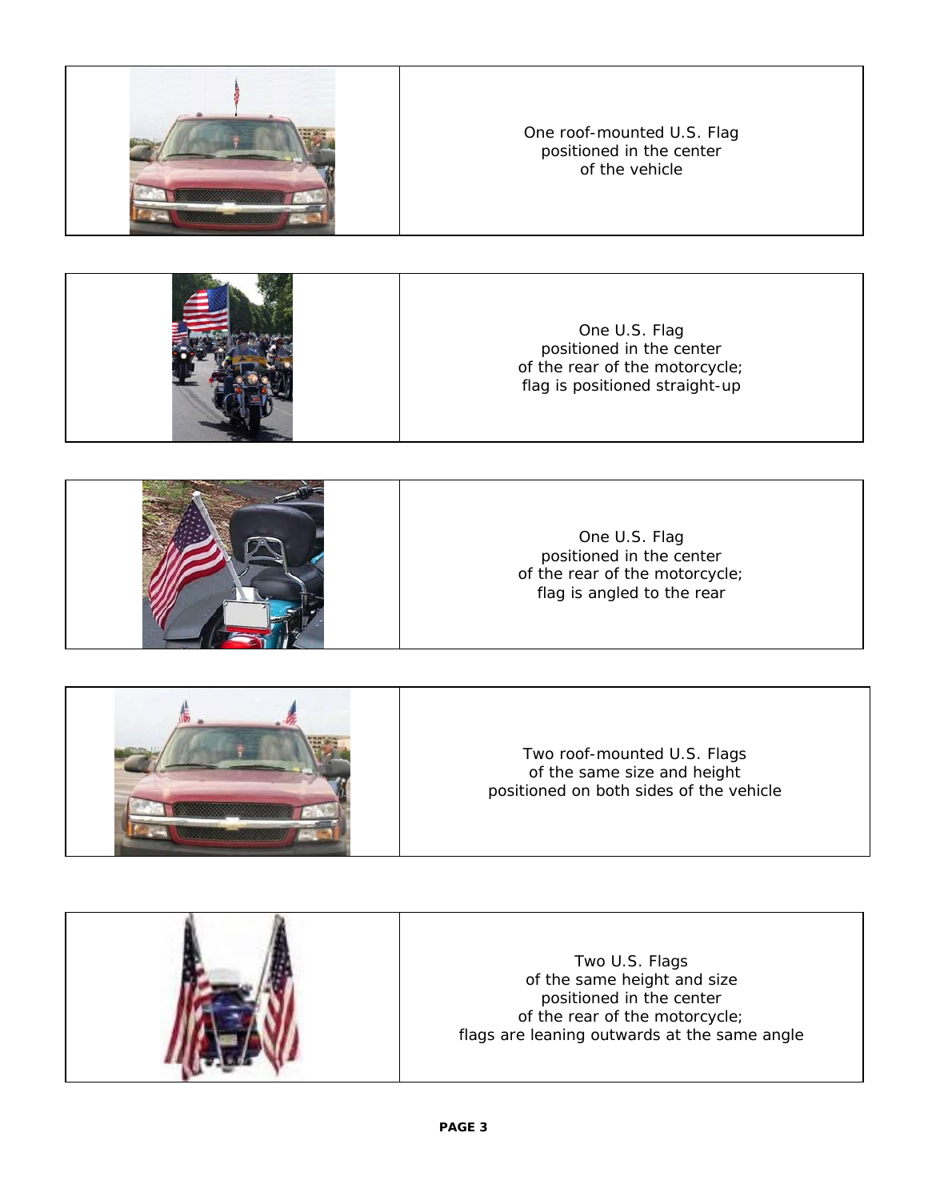| | |
|---|---|
| | One roof-mounted U.S. Flag positioned in the center of the vehicle |
| | One U.S. Flag positioned in the center of the rear of the motorcycle; flag is positioned straight-up |
| | One U.S. Flag positioned in the center of the rear of the motorcycle; flag is angled to the rear |
| | Two roof-mounted U.S. Flags of the same size and height positioned on both sides of the vehicle |
| | Two U.S. Flags of the same height and size positioned in the center of the rear of the motorcycle; flags are leaning outwards at the same angle |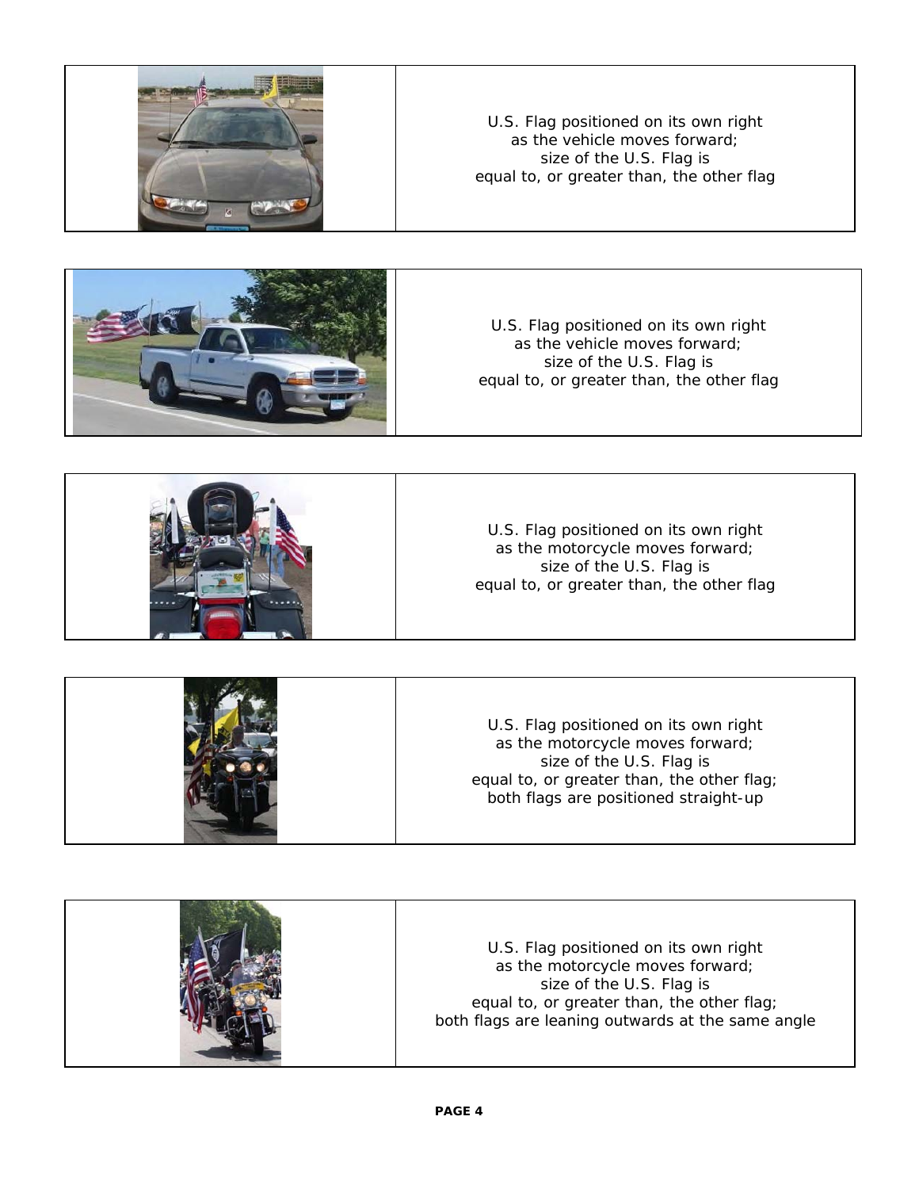U.S. Flag positioned on its own right
as the vehicle moves forward;
size of the U.S. Flag is
equal to, or greater than, the other flag

U.S. Flag positioned on its own right
as the vehicle moves forward;
size of the U.S. Flag is
equal to, or greater than, the other flag

U.S. Flag positioned on its own right
as the motorcycle moves forward;
size of the U.S. Flag is
equal to, or greater than, the other flag

U.S. Flag positioned on its own right
as the motorcycle moves forward;
size of the U.S. Flag is
equal to, or greater than, the other flag;
both flags are positioned straight-up

U.S. Flag positioned on its own right
as the motorcycle moves forward;
size of the U.S. Flag is
equal to, or greater than, the other flag;
both flags are leaning outwards at the same angle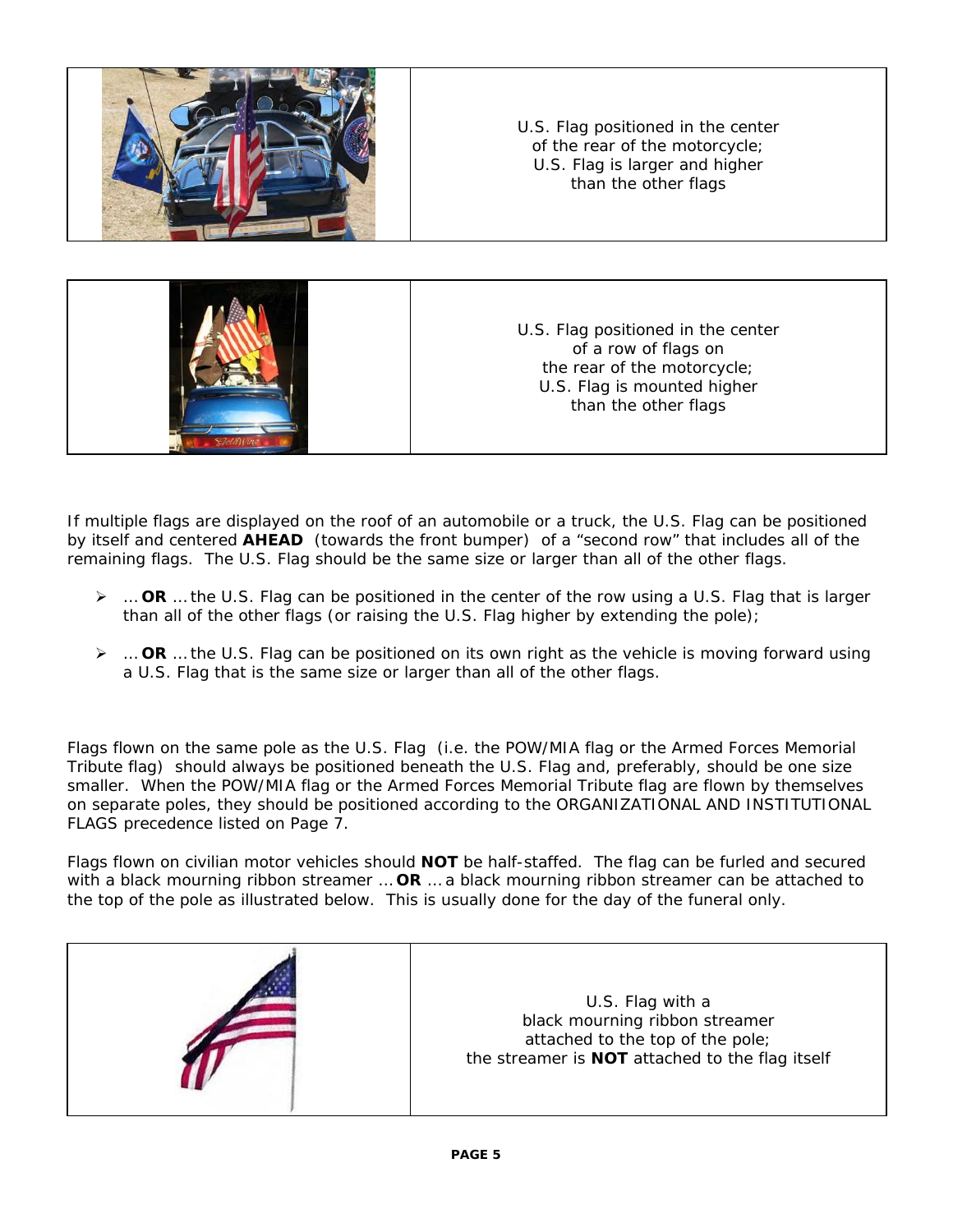| | |
|---|---|
| | U.S. Flag positioned in the center of the rear of the motorcycle; U.S. Flag is larger and higher than the other flags |

| | |
|---|---|
| | U.S. Flag positioned in the center of a row of flags on the rear of the motorcycle; U.S. Flag is mounted higher than the other flags |

If multiple flags are displayed on the roof of an automobile or a truck, the U.S. Flag can be positioned by itself and centered **AHEAD** (towards the front bumper) of a "second row" that includes all of the remaining flags. The U.S. Flag should be the same size or larger than all of the other flags.

- … **OR** … the U.S. Flag can be positioned in the center of the row using a U.S. Flag that is larger than all of the other flags (or raising the U.S. Flag higher by extending the pole);
- … **OR** … the U.S. Flag can be positioned on its own right as the vehicle is moving forward using a U.S. Flag that is the same size or larger than all of the other flags.

Flags flown on the same pole as the U.S. Flag (i.e. the POW/MIA flag or the Armed Forces Memorial Tribute flag) should always be positioned beneath the U.S. Flag and, preferably, should be one size smaller. When the POW/MIA flag or the Armed Forces Memorial Tribute flag are flown by themselves on separate poles, they should be positioned according to the ORGANIZATIONAL AND INSTITUTIONAL FLAGS precedence listed on Page 7.

Flags flown on civilian motor vehicles should **NOT** be half-staffed. The flag can be furled and secured with a black mourning ribbon streamer … **OR** … a black mourning ribbon streamer can be attached to the top of the pole as illustrated below. This is usually done for the day of the funeral only.

| | |
|---|---|
| | U.S. Flag with a black mourning ribbon streamer attached to the top of the pole; the streamer is **NOT** attached to the flag itself |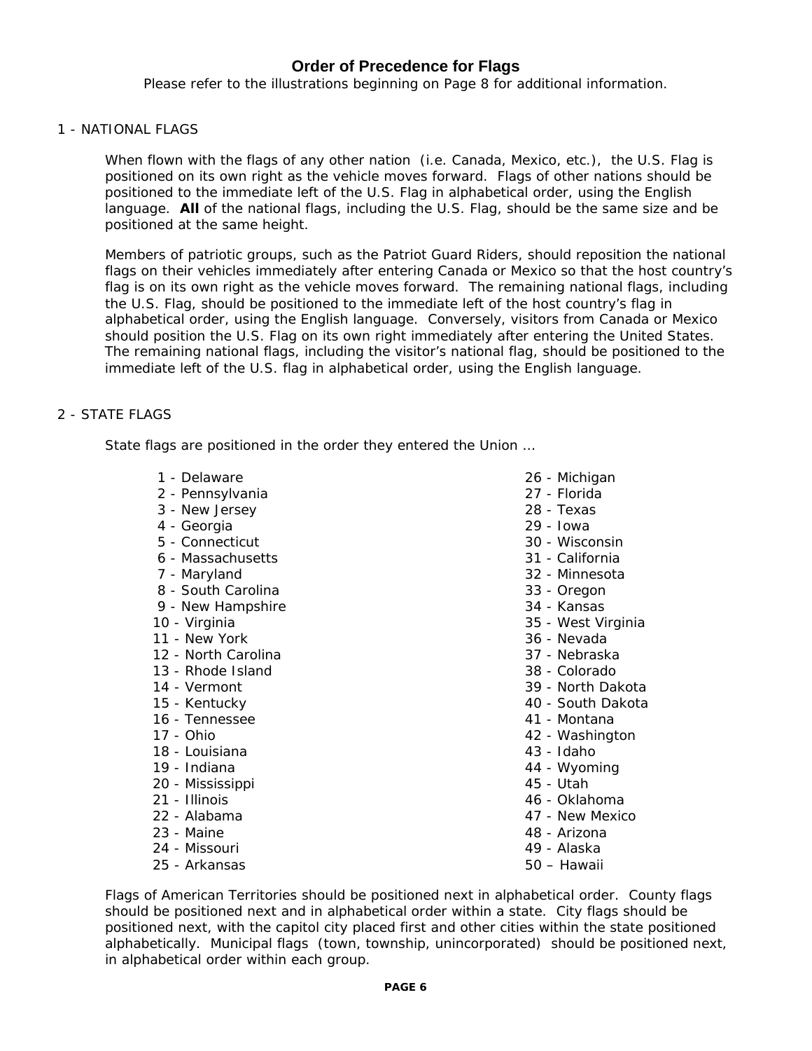## Order of Precedence for Flags

Please refer to the illustrations beginning on Page 8 for additional information.

### 1 - NATIONAL FLAGS

When flown with the flags of any other nation (i.e. Canada, Mexico, etc.), the U.S. Flag is positioned on its own right as the vehicle moves forward. Flags of other nations should be positioned to the immediate left of the U.S. Flag in alphabetical order, using the English language. **All** of the national flags, including the U.S. Flag, should be the same size and be positioned at the same height.

Members of patriotic groups, such as the Patriot Guard Riders, should reposition the national flags on their vehicles immediately after entering Canada or Mexico so that the host country's flag is on its own right as the vehicle moves forward. The remaining national flags, including the U.S. Flag, should be positioned to the immediate left of the host country's flag in alphabetical order, using the English language. Conversely, visitors from Canada or Mexico should position the U.S. Flag on its own right immediately after entering the United States. The remaining national flags, including the visitor's national flag, should be positioned to the immediate left of the U.S. flag in alphabetical order, using the English language.

### 2 - STATE FLAGS

State flags are positioned in the order they entered the Union ...

1 - Delaware
2 - Pennsylvania
3 - New Jersey
4 - Georgia
5 - Connecticut
6 - Massachusetts
7 - Maryland
8 - South Carolina
9 - New Hampshire
10 - Virginia
11 - New York
12 - North Carolina
13 - Rhode Island
14 - Vermont
15 - Kentucky
16 - Tennessee
17 - Ohio
18 - Louisiana
19 - Indiana
20 - Mississippi
21 - Illinois
22 - Alabama
23 - Maine
24 - Missouri
25 - Arkansas
26 - Michigan
27 - Florida
28 - Texas
29 - Iowa
30 - Wisconsin
31 - California
32 - Minnesota
33 - Oregon
34 - Kansas
35 - West Virginia
36 - Nevada
37 - Nebraska
38 - Colorado
39 - North Dakota
40 - South Dakota
41 - Montana
42 - Washington
43 - Idaho
44 - Wyoming
45 - Utah
46 - Oklahoma
47 - New Mexico
48 - Arizona
49 - Alaska
50 – Hawaii

Flags of American Territories should be positioned next in alphabetical order. County flags should be positioned next and in alphabetical order within a state. City flags should be positioned next, with the capitol city placed first and other cities within the state positioned alphabetically. Municipal flags (town, township, unincorporated) should be positioned next, in alphabetical order within each group.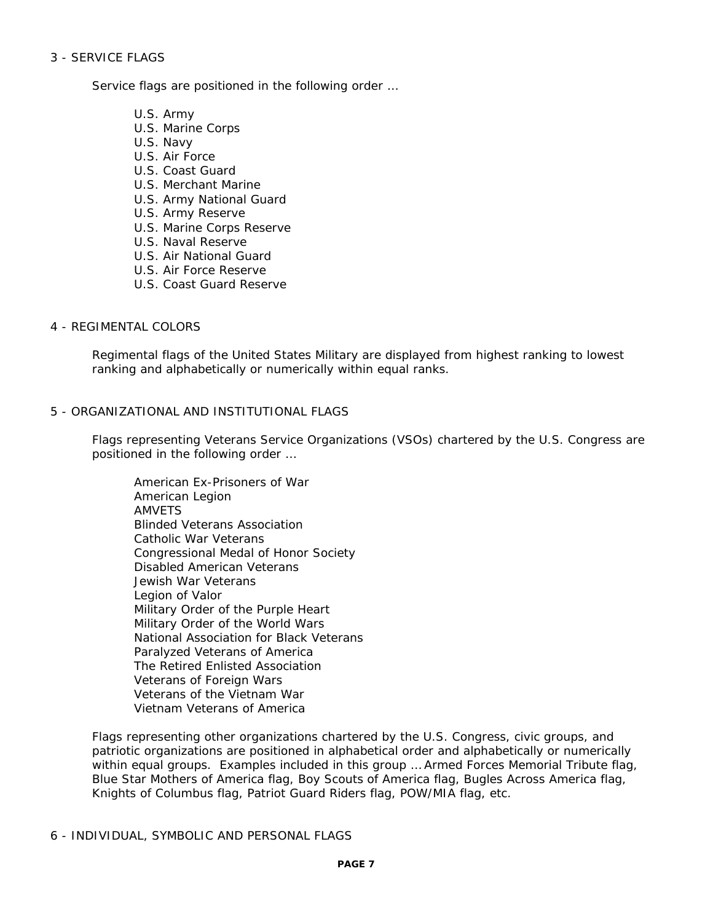## 3 - SERVICE FLAGS

Service flags are positioned in the following order …

- U.S. Army
- U.S. Marine Corps
- U.S. Navy
- U.S. Air Force
- U.S. Coast Guard
- U.S. Merchant Marine
- U.S. Army National Guard
- U.S. Army Reserve
- U.S. Marine Corps Reserve
- U.S. Naval Reserve
- U.S. Air National Guard
- U.S. Air Force Reserve
- U.S. Coast Guard Reserve

## 4 - REGIMENTAL COLORS

Regimental flags of the United States Military are displayed from highest ranking to lowest ranking and alphabetically or numerically within equal ranks.

## 5 - ORGANIZATIONAL AND INSTITUTIONAL FLAGS

Flags representing Veterans Service Organizations (VSOs) chartered by the U.S. Congress are positioned in the following order …

- American Ex-Prisoners of War
- American Legion
- AMVETS
- Blinded Veterans Association
- Catholic War Veterans
- Congressional Medal of Honor Society
- Disabled American Veterans
- Jewish War Veterans
- Legion of Valor
- Military Order of the Purple Heart
- Military Order of the World Wars
- National Association for Black Veterans
- Paralyzed Veterans of America
- The Retired Enlisted Association
- Veterans of Foreign Wars
- Veterans of the Vietnam War
- Vietnam Veterans of America

Flags representing other organizations chartered by the U.S. Congress, civic groups, and patriotic organizations are positioned in alphabetical order and alphabetically or numerically within equal groups. Examples included in this group … Armed Forces Memorial Tribute flag, Blue Star Mothers of America flag, Boy Scouts of America flag, Bugles Across America flag, Knights of Columbus flag, Patriot Guard Riders flag, POW/MIA flag, etc.

## 6 - INDIVIDUAL, SYMBOLIC AND PERSONAL FLAGS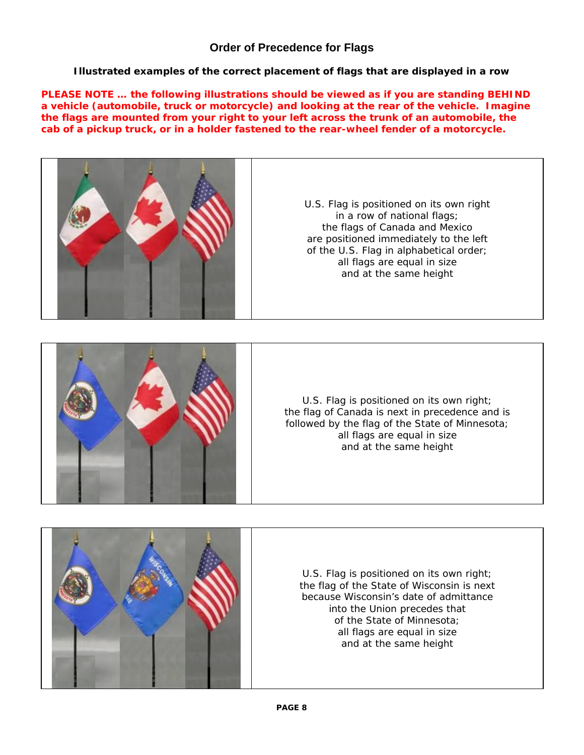## Order of Precedence for Flags

**Illustrated examples of the correct placement of flags that are displayed in a row**

**PLEASE NOTE … the following illustrations should be viewed as if you are standing BEHIND a vehicle (automobile, truck or motorcycle) and looking at the rear of the vehicle. Imagine the flags are mounted from your right to your left across the trunk of an automobile, the cab of a pickup truck, or in a holder fastened to the rear-wheel fender of a motorcycle.**

U.S. Flag is positioned on its own right in a row of national flags; the flags of Canada and Mexico are positioned immediately to the left of the U.S. Flag in alphabetical order; all flags are equal in size and at the same height

U.S. Flag is positioned on its own right; the flag of Canada is next in precedence and is followed by the flag of the State of Minnesota; all flags are equal in size and at the same height

U.S. Flag is positioned on its own right; the flag of the State of Wisconsin is next because Wisconsin's date of admittance into the Union precedes that of the State of Minnesota; all flags are equal in size and at the same height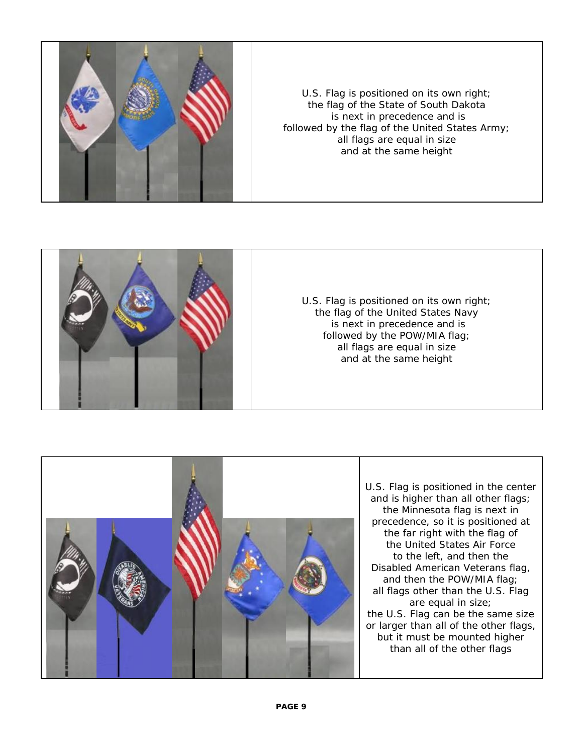U.S. Flag is positioned on its own right;
the flag of the State of South Dakota
is next in precedence and is
followed by the flag of the United States Army;
all flags are equal in size
and at the same height

U.S. Flag is positioned on its own right;
the flag of the United States Navy
is next in precedence and is
followed by the POW/MIA flag;
all flags are equal in size
and at the same height

U.S. Flag is positioned in the center
and is higher than all other flags;
the Minnesota flag is next in
precedence, so it is positioned at
the far right with the flag of
the United States Air Force
to the left, and then the
Disabled American Veterans flag,
and then the POW/MIA flag;
all flags other than the U.S. Flag
are equal in size;
the U.S. Flag can be the same size
or larger than all of the other flags,
but it must be mounted higher
than all of the other flags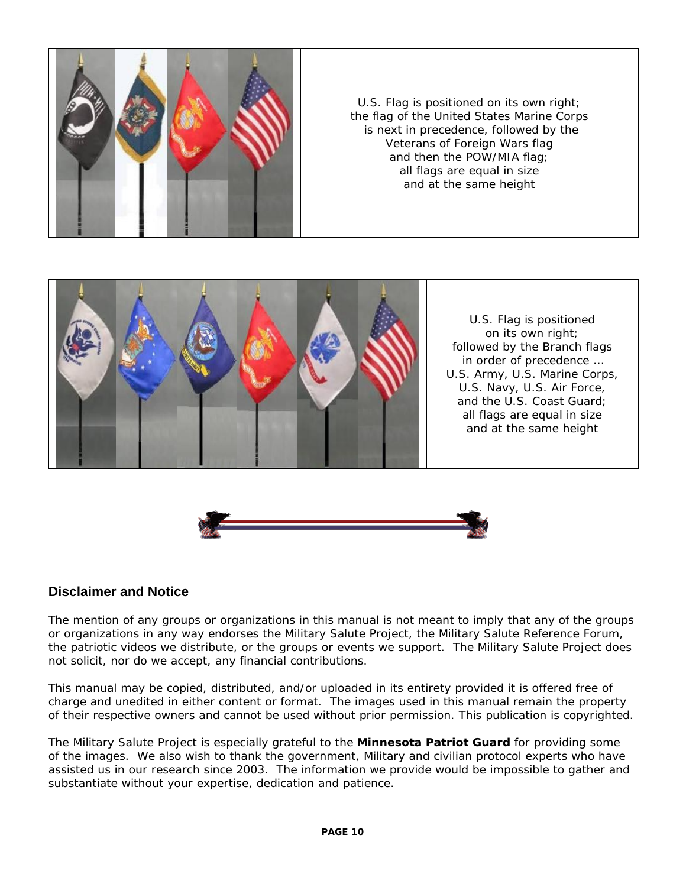U.S. Flag is positioned on its own right; the flag of the United States Marine Corps is next in precedence, followed by the Veterans of Foreign Wars flag and then the POW/MIA flag; all flags are equal in size and at the same height

U.S. Flag is positioned on its own right; followed by the Branch flags in order of precedence … U.S. Army, U.S. Marine Corps, U.S. Navy, U.S. Air Force, and the U.S. Coast Guard; all flags are equal in size and at the same height

## Disclaimer and Notice

The mention of any groups or organizations in this manual is not meant to imply that any of the groups or organizations in any way endorses the Military Salute Project, the Military Salute Reference Forum, the patriotic videos we distribute, or the groups or events we support. The Military Salute Project does not solicit, nor do we accept, any financial contributions.

This manual may be copied, distributed, and/or uploaded in its entirety provided it is offered free of charge and unedited in either content or format. The images used in this manual remain the property of their respective owners and cannot be used without prior permission. This publication is copyrighted.

The Military Salute Project is especially grateful to the **Minnesota Patriot Guard** for providing some of the images. We also wish to thank the government, Military and civilian protocol experts who have assisted us in our research since 2003. The information we provide would be impossible to gather and substantiate without your expertise, dedication and patience.